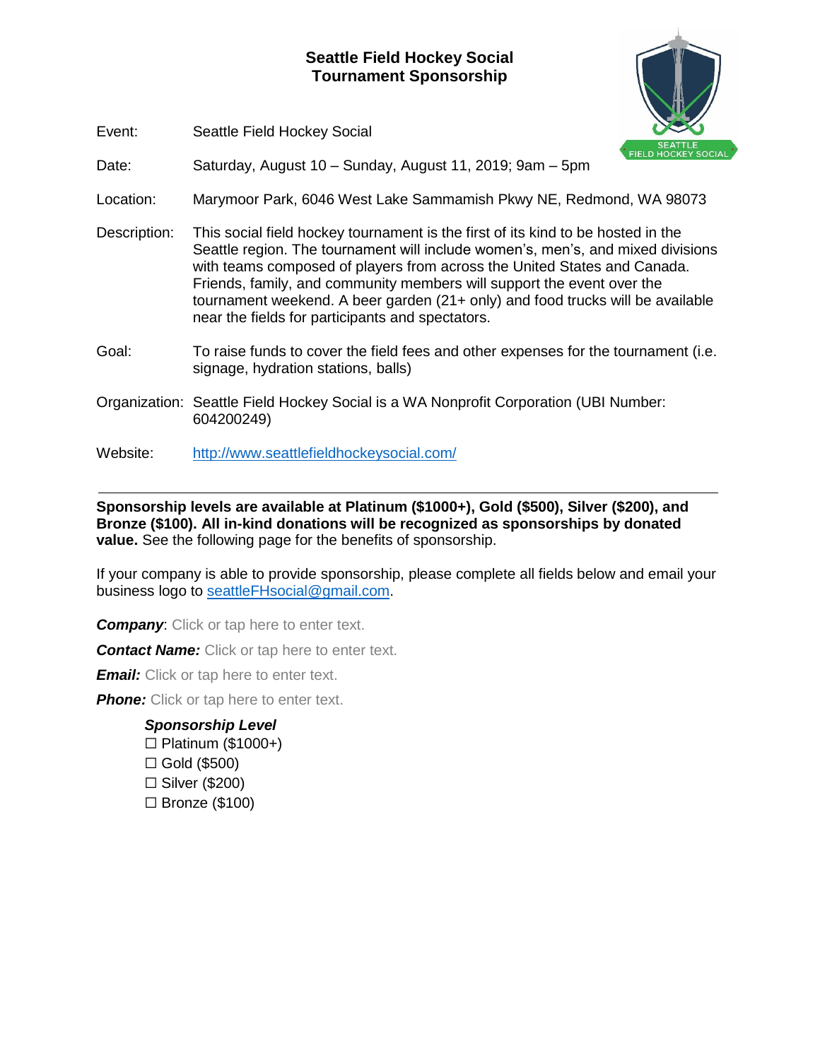# Seattle Field Hockey Social
## Tournament Sponsorship

| | |
|---|---|
| Event: | Seattle Field Hockey Social |
| Date: | Saturday, August 10 – Sunday, August 11, 2019; 9am – 5pm |
| Location: | Marymoor Park, 6046 West Lake Sammamish Pkwy NE, Redmond, WA 98073 |
| Description: | This social field hockey tournament is the first of its kind to be hosted in the Seattle region. The tournament will include women's, men's, and mixed divisions with teams composed of players from across the United States and Canada. Friends, family, and community members will support the event over the tournament weekend. A beer garden (21+ only) and food trucks will be available near the fields for participants and spectators. |
| Goal: | To raise funds to cover the field fees and other expenses for the tournament (i.e. signage, hydration stations, balls) |
| Organization: | Seattle Field Hockey Social is a WA Nonprofit Corporation (UBI Number: 604200249) |
| Website: | http://www.seattlefieldhockeysocial.com/ |

---

**Sponsorship levels are available at Platinum ($1000+), Gold ($500), Silver ($200), and Bronze ($100). All in-kind donations will be recognized as sponsorships by donated value.** See the following page for the benefits of sponsorship.

If your company is able to provide sponsorship, please complete all fields below and email your business logo to seattleFHsocial@gmail.com.

***Company***: Click or tap here to enter text.

***Contact Name:*** Click or tap here to enter text.

***Email:*** Click or tap here to enter text.

***Phone:*** Click or tap here to enter text.

***Sponsorship Level***

☐ Platinum ($1000+)
☐ Gold ($500)
☐ Silver ($200)
☐ Bronze ($100)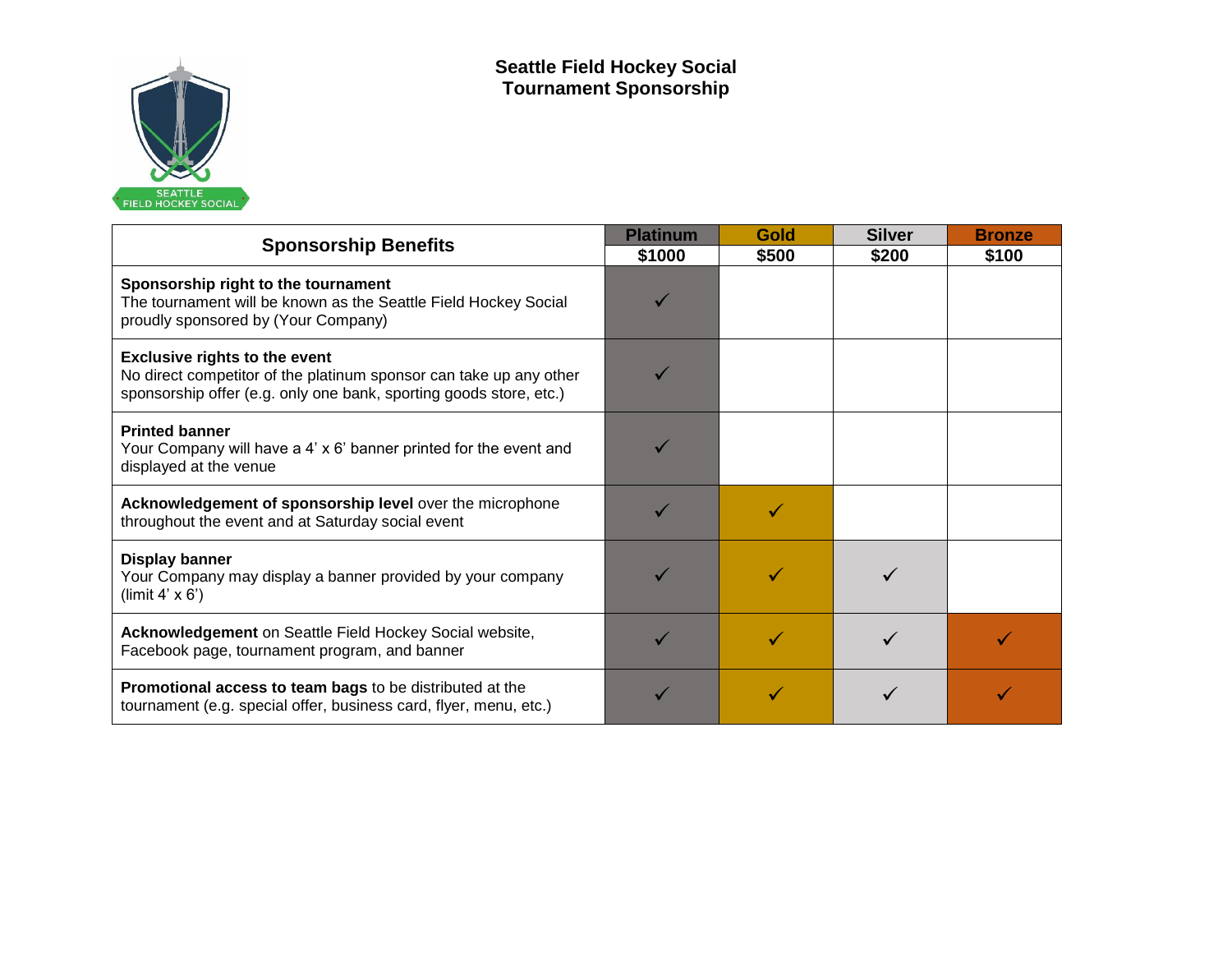# Seattle Field Hockey Social
# Tournament Sponsorship

| Sponsorship Benefits | Platinum $1000 | Gold $500 | Silver $200 | Bronze $100 |
|---|---|---|---|---|
| **Sponsorship right to the tournament** The tournament will be known as the Seattle Field Hockey Social proudly sponsored by (Your Company) | ✓ | | | |
| **Exclusive rights to the event** No direct competitor of the platinum sponsor can take up any other sponsorship offer (e.g. only one bank, sporting goods store, etc.) | ✓ | | | |
| **Printed banner** Your Company will have a 4' x 6' banner printed for the event and displayed at the venue | ✓ | | | |
| **Acknowledgement of sponsorship level** over the microphone throughout the event and at Saturday social event | ✓ | ✓ | | |
| **Display banner** Your Company may display a banner provided by your company (limit 4' x 6') | ✓ | ✓ | ✓ | |
| **Acknowledgement** on Seattle Field Hockey Social website, Facebook page, tournament program, and banner | ✓ | ✓ | ✓ | ✓ |
| **Promotional access to team bags** to be distributed at the tournament (e.g. special offer, business card, flyer, menu, etc.) | ✓ | ✓ | ✓ | ✓ |